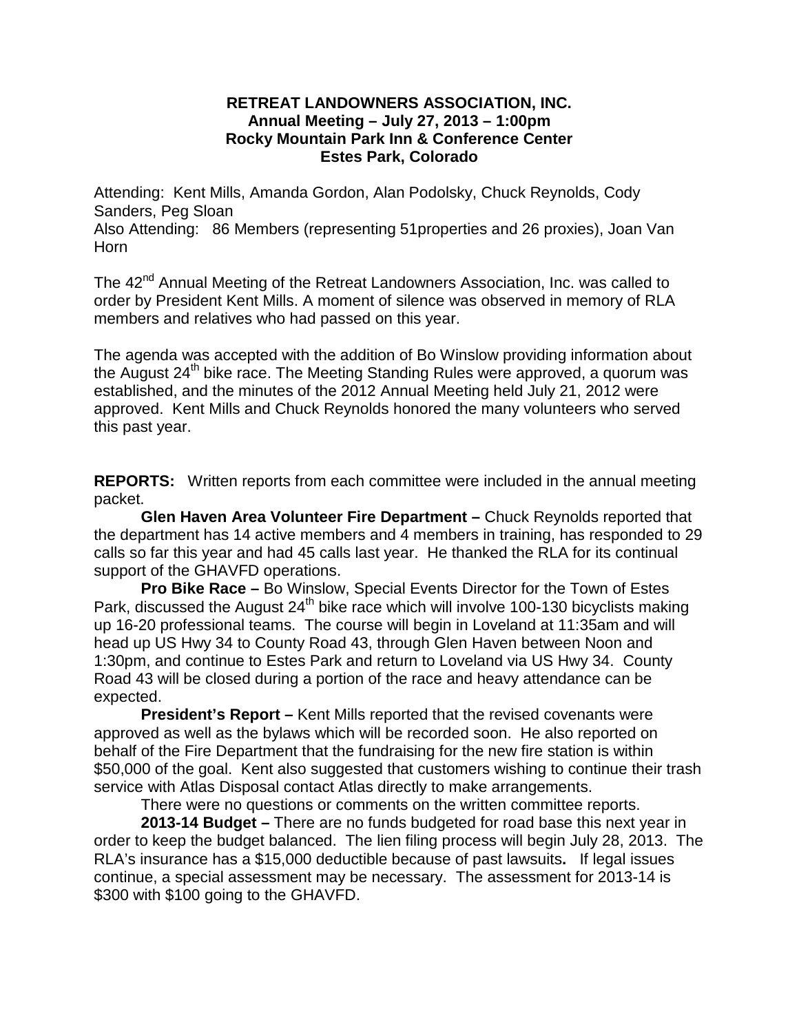**RETREAT LANDOWNERS ASSOCIATION, INC.**
**Annual Meeting – July 27, 2013 – 1:00pm**
**Rocky Mountain Park Inn & Conference Center**
**Estes Park, Colorado**

Attending: Kent Mills, Amanda Gordon, Alan Podolsky, Chuck Reynolds, Cody Sanders, Peg Sloan
Also Attending: 86 Members (representing 51properties and 26 proxies), Joan Van Horn

The 42nd Annual Meeting of the Retreat Landowners Association, Inc. was called to order by President Kent Mills. A moment of silence was observed in memory of RLA members and relatives who had passed on this year.

The agenda was accepted with the addition of Bo Winslow providing information about the August 24th bike race. The Meeting Standing Rules were approved, a quorum was established, and the minutes of the 2012 Annual Meeting held July 21, 2012 were approved. Kent Mills and Chuck Reynolds honored the many volunteers who served this past year.

**REPORTS:** Written reports from each committee were included in the annual meeting packet.

**Glen Haven Area Volunteer Fire Department –** Chuck Reynolds reported that the department has 14 active members and 4 members in training, has responded to 29 calls so far this year and had 45 calls last year. He thanked the RLA for its continual support of the GHAVFD operations.

**Pro Bike Race –** Bo Winslow, Special Events Director for the Town of Estes Park, discussed the August 24th bike race which will involve 100-130 bicyclists making up 16-20 professional teams. The course will begin in Loveland at 11:35am and will head up US Hwy 34 to County Road 43, through Glen Haven between Noon and 1:30pm, and continue to Estes Park and return to Loveland via US Hwy 34. County Road 43 will be closed during a portion of the race and heavy attendance can be expected.

**President's Report –** Kent Mills reported that the revised covenants were approved as well as the bylaws which will be recorded soon. He also reported on behalf of the Fire Department that the fundraising for the new fire station is within $50,000 of the goal. Kent also suggested that customers wishing to continue their trash service with Atlas Disposal contact Atlas directly to make arrangements.

There were no questions or comments on the written committee reports.

**2013-14 Budget –** There are no funds budgeted for road base this next year in order to keep the budget balanced. The lien filing process will begin July 28, 2013. The RLA's insurance has a $15,000 deductible because of past lawsuits**.** If legal issues continue, a special assessment may be necessary. The assessment for 2013-14 is $300 with $100 going to the GHAVFD.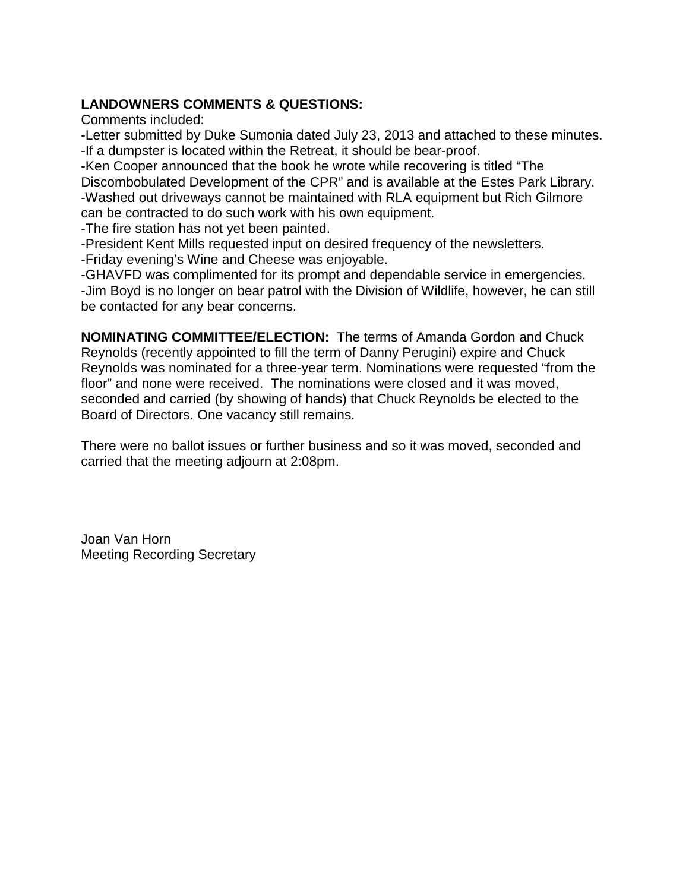**LANDOWNERS COMMENTS & QUESTIONS:**
Comments included:
-Letter submitted by Duke Sumonia dated July 23, 2013 and attached to these minutes.
-If a dumpster is located within the Retreat, it should be bear-proof.
-Ken Cooper announced that the book he wrote while recovering is titled "The Discombobulated Development of the CPR" and is available at the Estes Park Library.
-Washed out driveways cannot be maintained with RLA equipment but Rich Gilmore can be contracted to do such work with his own equipment.
-The fire station has not yet been painted.
-President Kent Mills requested input on desired frequency of the newsletters.
-Friday evening's Wine and Cheese was enjoyable.
-GHAVFD was complimented for its prompt and dependable service in emergencies.
-Jim Boyd is no longer on bear patrol with the Division of Wildlife, however, he can still be contacted for any bear concerns.

**NOMINATING COMMITTEE/ELECTION:** The terms of Amanda Gordon and Chuck Reynolds (recently appointed to fill the term of Danny Perugini) expire and Chuck Reynolds was nominated for a three-year term. Nominations were requested "from the floor" and none were received. The nominations were closed and it was moved, seconded and carried (by showing of hands) that Chuck Reynolds be elected to the Board of Directors. One vacancy still remains.

There were no ballot issues or further business and so it was moved, seconded and carried that the meeting adjourn at 2:08pm.

Joan Van Horn
Meeting Recording Secretary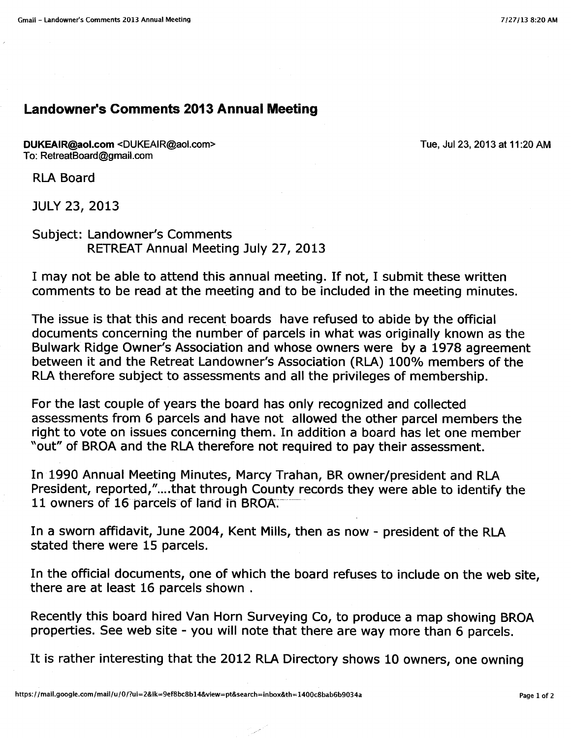## Landowner's Comments 2013 Annual Meeting

**DUKEAIR@aol.com** <DUKEAIR@aol.com>
To: RetreatBoard@gmail.com

Tue, Jul 23, 2013 at 11:20 AM

RLA Board

JULY 23, 2013

Subject: Landowner's Comments
RETREAT Annual Meeting July 27, 2013

I may not be able to attend this annual meeting. If not, I submit these written comments to be read at the meeting and to be included in the meeting minutes.

The issue is that this and recent boards have refused to abide by the official documents concerning the number of parcels in what was originally known as the Bulwark Ridge Owner's Association and whose owners were by a 1978 agreement between it and the Retreat Landowner's Association (RLA) 100% members of the RLA therefore subject to assessments and all the privileges of membership.

For the last couple of years the board has only recognized and collected assessments from 6 parcels and have not allowed the other parcel members the right to vote on issues concerning them. In addition a board has let one member "out" of BROA and the RLA therefore not required to pay their assessment.

In 1990 Annual Meeting Minutes, Marcy Trahan, BR owner/president and RLA President, reported,"....that through County records they were able to identify the 11 owners of 16 parcels of land in BROA.

In a sworn affidavit, June 2004, Kent Mills, then as now - president of the RLA stated there were 15 parcels.

In the official documents, one of which the board refuses to include on the web site, there are at least 16 parcels shown .

Recently this board hired Van Horn Surveying Co, to produce a map showing BROA properties. See web site - you will note that there are way more than 6 parcels.

It is rather interesting that the 2012 RLA Directory shows 10 owners, one owning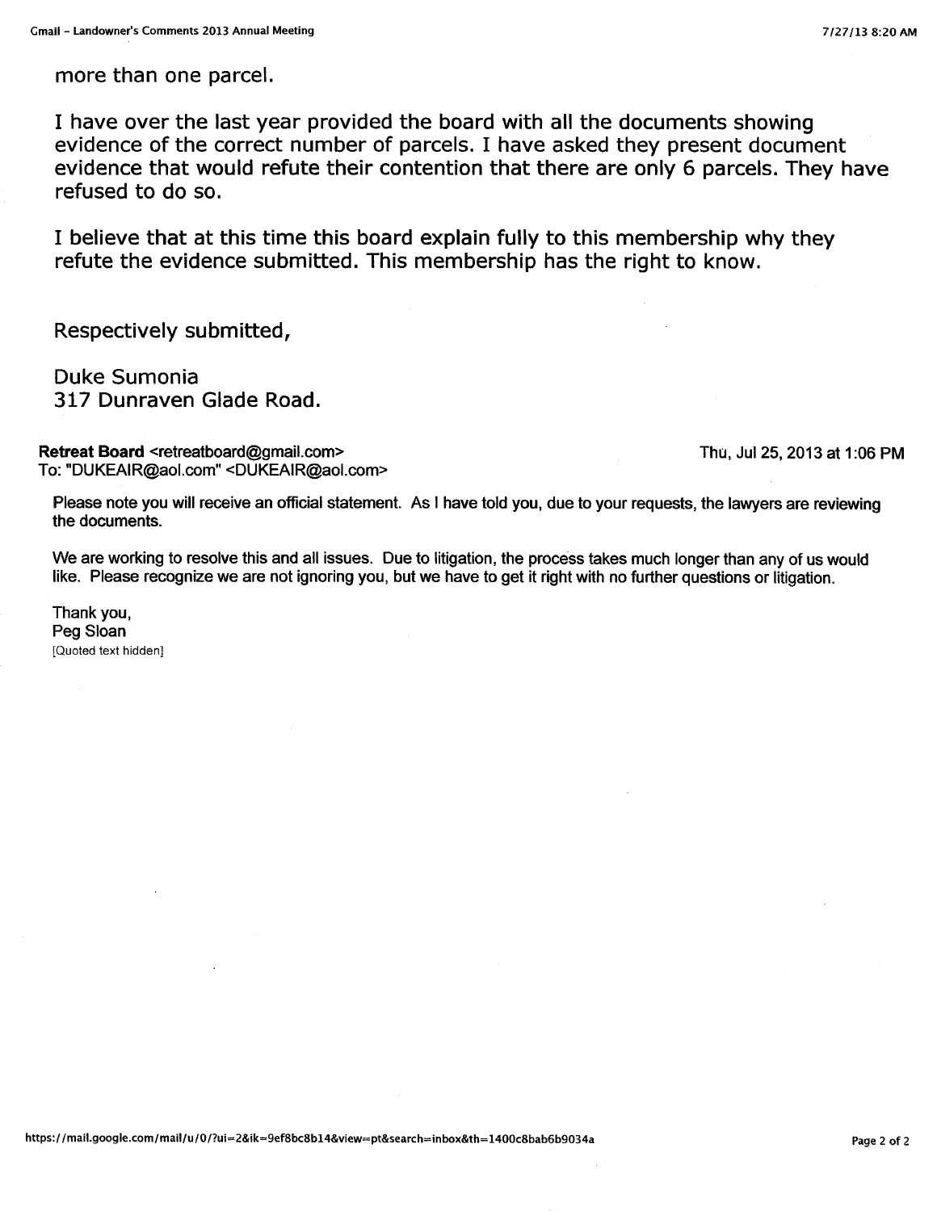more than one parcel.

I have over the last year provided the board with all the documents showing evidence of the correct number of parcels. I have asked they present document evidence that would refute their contention that there are only 6 parcels. They have refused to do so.

I believe that at this time this board explain fully to this membership why they refute the evidence submitted. This membership has the right to know.

Respectively submitted,

Duke Sumonia
317 Dunraven Glade Road.

**Retreat Board** <retreatboard@gmail.com> Thu, Jul 25, 2013 at 1:06 PM
To: "DUKEAIR@aol.com" <DUKEAIR@aol.com>

Please note you will receive an official statement. As I have told you, due to your requests, the lawyers are reviewing the documents.

We are working to resolve this and all issues. Due to litigation, the process takes much longer than any of us would like. Please recognize we are not ignoring you, but we have to get it right with no further questions or litigation.

Thank you,
Peg Sloan
[Quoted text hidden]